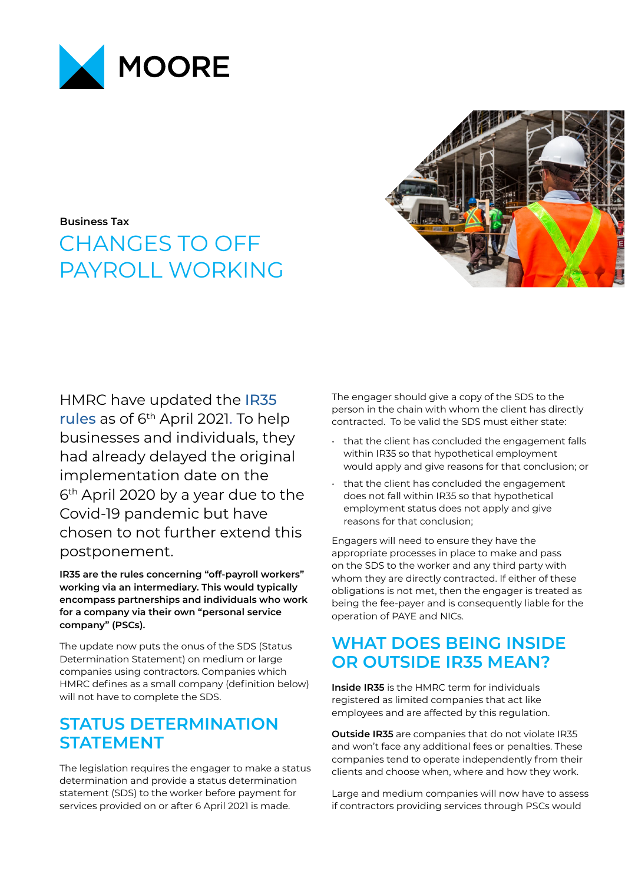MOORE

Business Tax

# CHANGES TO OFF PAYROLL WORKING

HMRC have updated the IR35 rules as of 6th April 2021. To help businesses and individuals, they had already delayed the original implementation date on the 6th April 2020 by a year due to the Covid-19 pandemic but have chosen to not further extend this postponement.

**IR35 are the rules concerning "off-payroll workers" working via an intermediary. This would typically encompass partnerships and individuals who work for a company via their own "personal service company" (PSCs).**

The update now puts the onus of the SDS (Status Determination Statement) on medium or large companies using contractors. Companies which HMRC defines as a small company (definition below) will not have to complete the SDS.

## STATUS DETERMINATION STATEMENT

The legislation requires the engager to make a status determination and provide a status determination statement (SDS) to the worker before payment for services provided on or after 6 April 2021 is made.

The engager should give a copy of the SDS to the person in the chain with whom the client has directly contracted. To be valid the SDS must either state:

- that the client has concluded the engagement falls within IR35 so that hypothetical employment would apply and give reasons for that conclusion; or
- that the client has concluded the engagement does not fall within IR35 so that hypothetical employment status does not apply and give reasons for that conclusion;

Engagers will need to ensure they have the appropriate processes in place to make and pass on the SDS to the worker and any third party with whom they are directly contracted. If either of these obligations is not met, then the engager is treated as being the fee-payer and is consequently liable for the operation of PAYE and NICs.

## WHAT DOES BEING INSIDE OR OUTSIDE IR35 MEAN?

**Inside IR35** is the HMRC term for individuals registered as limited companies that act like employees and are affected by this regulation.

**Outside IR35** are companies that do not violate IR35 and won't face any additional fees or penalties. These companies tend to operate independently from their clients and choose when, where and how they work.

Large and medium companies will now have to assess if contractors providing services through PSCs would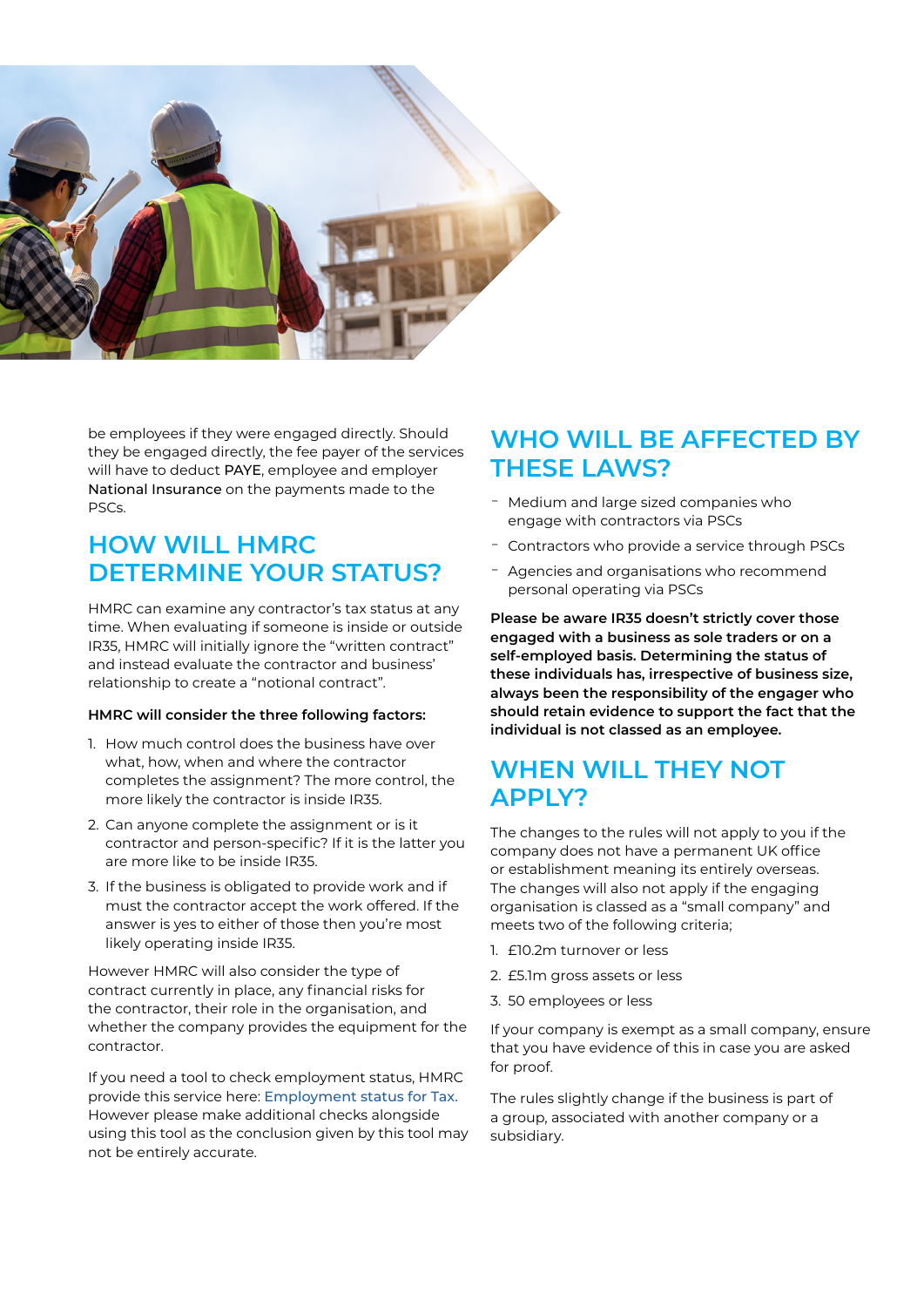be employees if they were engaged directly. Should they be engaged directly, the fee payer of the services will have to deduct **PAYE**, employee and employer **National Insurance** on the payments made to the PSCs.

## HOW WILL HMRC DETERMINE YOUR STATUS?

HMRC can examine any contractor's tax status at any time. When evaluating if someone is inside or outside IR35, HMRC will initially ignore the "written contract" and instead evaluate the contractor and business' relationship to create a "notional contract".

**HMRC will consider the three following factors:**

1. How much control does the business have over what, how, when and where the contractor completes the assignment? The more control, the more likely the contractor is inside IR35.
2. Can anyone complete the assignment or is it contractor and person-specific? If it is the latter you are more like to be inside IR35.
3. If the business is obligated to provide work and if must the contractor accept the work offered. If the answer is yes to either of those then you're most likely operating inside IR35.

However HMRC will also consider the type of contract currently in place, any financial risks for the contractor, their role in the organisation, and whether the company provides the equipment for the contractor.

If you need a tool to check employment status, HMRC provide this service here: Employment status for Tax. However please make additional checks alongside using this tool as the conclusion given by this tool may not be entirely accurate.

## WHO WILL BE AFFECTED BY THESE LAWS?

- Medium and large sized companies who engage with contractors via PSCs
- Contractors who provide a service through PSCs
- Agencies and organisations who recommend personal operating via PSCs

**Please be aware IR35 doesn't strictly cover those engaged with a business as sole traders or on a self-employed basis. Determining the status of these individuals has, irrespective of business size, always been the responsibility of the engager who should retain evidence to support the fact that the individual is not classed as an employee.**

## WHEN WILL THEY NOT APPLY?

The changes to the rules will not apply to you if the company does not have a permanent UK office or establishment meaning its entirely overseas. The changes will also not apply if the engaging organisation is classed as a "small company" and meets two of the following criteria;

1. £10.2m turnover or less
2. £5.1m gross assets or less
3. 50 employees or less

If your company is exempt as a small company, ensure that you have evidence of this in case you are asked for proof.

The rules slightly change if the business is part of a group, associated with another company or a subsidiary.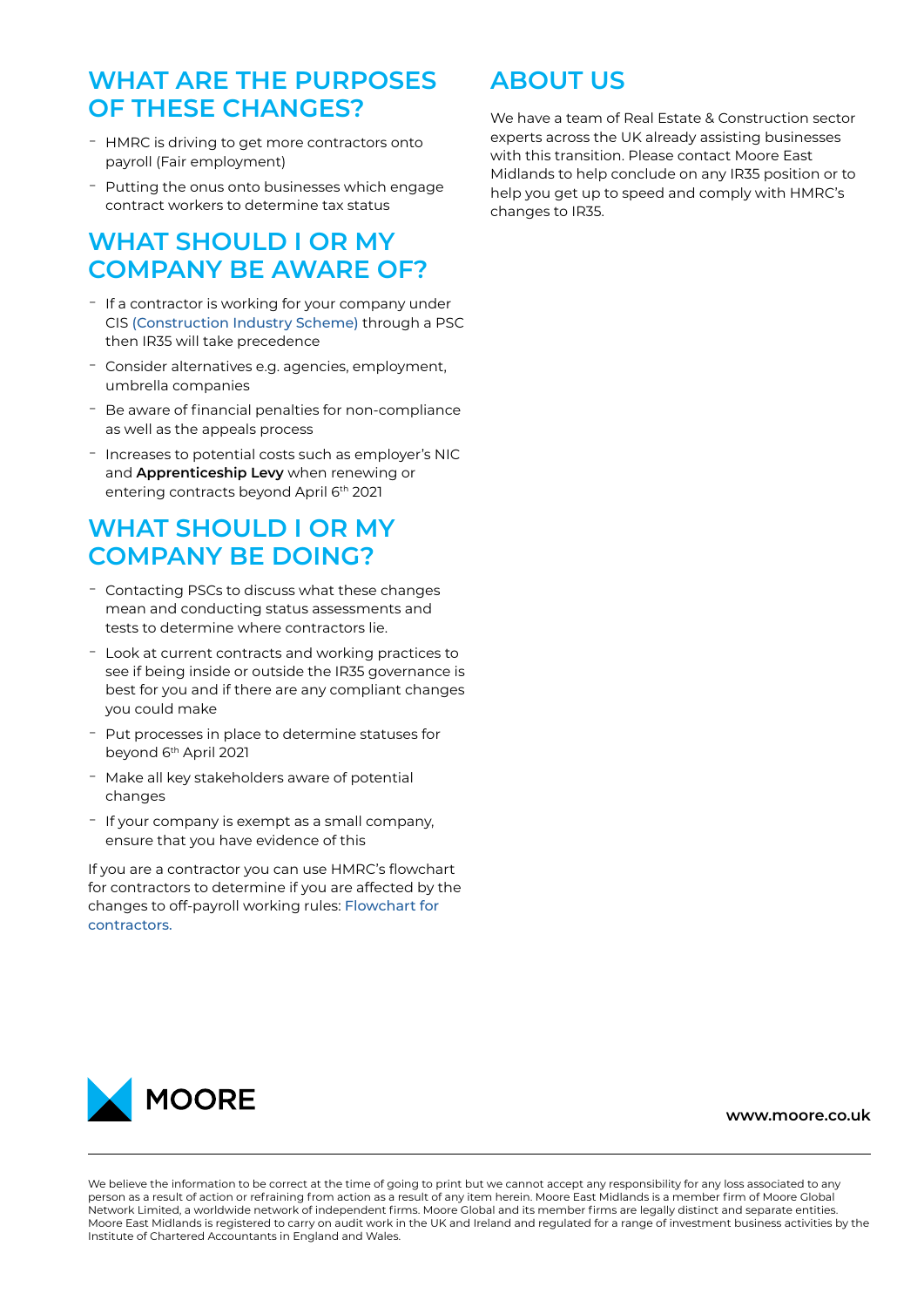## WHAT ARE THE PURPOSES OF THESE CHANGES?

- HMRC is driving to get more contractors onto payroll (Fair employment)
- Putting the onus onto businesses which engage contract workers to determine tax status

## WHAT SHOULD I OR MY COMPANY BE AWARE OF?

- If a contractor is working for your company under CIS (Construction Industry Scheme) through a PSC then IR35 will take precedence
- Consider alternatives e.g. agencies, employment, umbrella companies
- Be aware of financial penalties for non-compliance as well as the appeals process
- Increases to potential costs such as employer's NIC and **Apprenticeship Levy** when renewing or entering contracts beyond April 6th 2021

## WHAT SHOULD I OR MY COMPANY BE DOING?

- Contacting PSCs to discuss what these changes mean and conducting status assessments and tests to determine where contractors lie.
- Look at current contracts and working practices to see if being inside or outside the IR35 governance is best for you and if there are any compliant changes you could make
- Put processes in place to determine statuses for beyond 6th April 2021
- Make all key stakeholders aware of potential changes
- If your company is exempt as a small company, ensure that you have evidence of this

If you are a contractor you can use HMRC's flowchart for contractors to determine if you are affected by the changes to off-payroll working rules: Flowchart for contractors.

## ABOUT US

We have a team of Real Estate & Construction sector experts across the UK already assisting businesses with this transition. Please contact Moore East Midlands to help conclude on any IR35 position or to help you get up to speed and comply with HMRC's changes to IR35.

MOORE

**www.moore.co.uk**

We believe the information to be correct at the time of going to print but we cannot accept any responsibility for any loss associated to any person as a result of action or refraining from action as a result of any item herein. Moore East Midlands is a member firm of Moore Global Network Limited, a worldwide network of independent firms. Moore Global and its member firms are legally distinct and separate entities. Moore East Midlands is registered to carry on audit work in the UK and Ireland and regulated for a range of investment business activities by the Institute of Chartered Accountants in England and Wales.